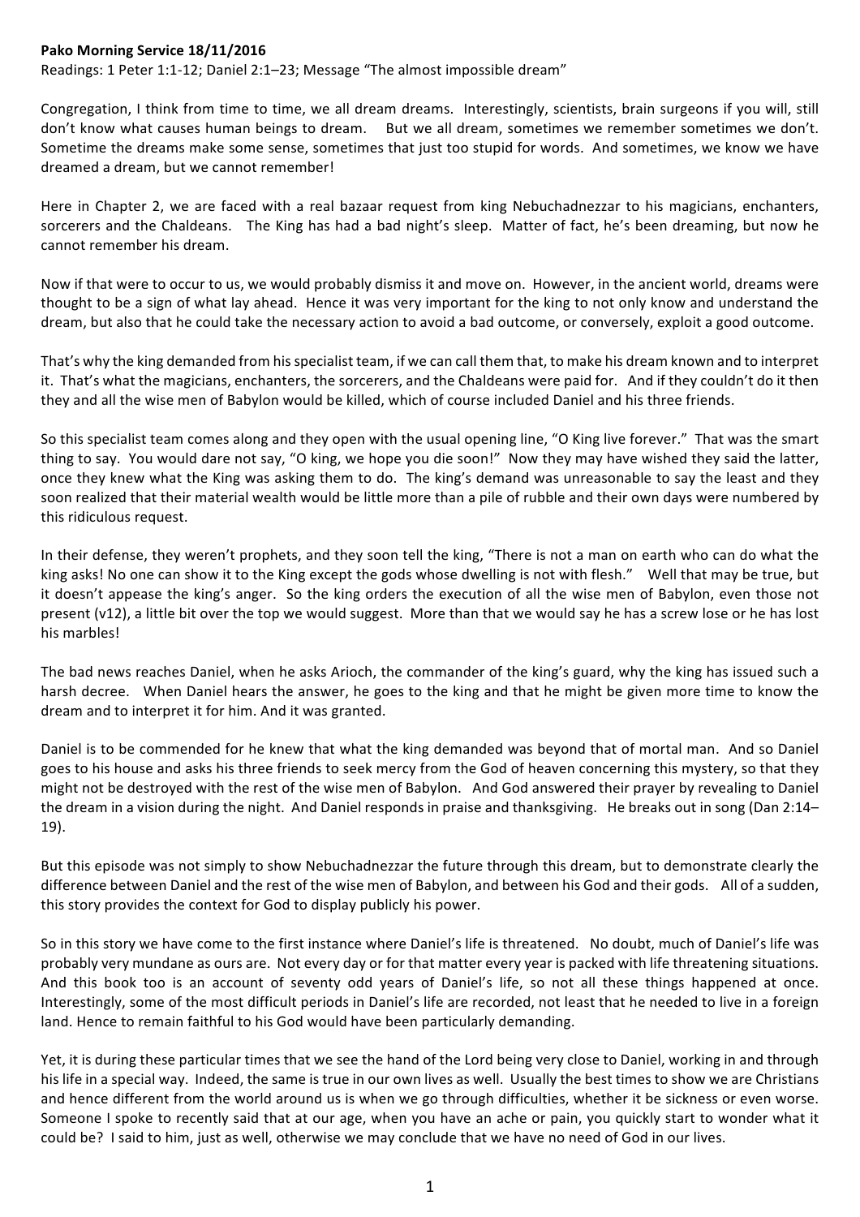**Pako Morning Service 18/11/2016**

Readings: 1 Peter 1:1-12; Daniel 2:1–23; Message "The almost impossible dream"

Congregation, I think from time to time, we all dream dreams. Interestingly, scientists, brain surgeons if you will, still don't know what causes human beings to dream. But we all dream, sometimes we remember sometimes we don't. Sometime the dreams make some sense, sometimes that just too stupid for words. And sometimes, we know we have dreamed a dream, but we cannot remember!

Here in Chapter 2, we are faced with a real bazaar request from king Nebuchadnezzar to his magicians, enchanters, sorcerers and the Chaldeans. The King has had a bad night's sleep. Matter of fact, he's been dreaming, but now he cannot remember his dream.

Now if that were to occur to us, we would probably dismiss it and move on. However, in the ancient world, dreams were thought to be a sign of what lay ahead. Hence it was very important for the king to not only know and understand the dream, but also that he could take the necessary action to avoid a bad outcome, or conversely, exploit a good outcome.

That's why the king demanded from his specialist team, if we can call them that, to make his dream known and to interpret it. That's what the magicians, enchanters, the sorcerers, and the Chaldeans were paid for. And if they couldn't do it then they and all the wise men of Babylon would be killed, which of course included Daniel and his three friends.

So this specialist team comes along and they open with the usual opening line, "O King live forever." That was the smart thing to say. You would dare not say, "O king, we hope you die soon!" Now they may have wished they said the latter, once they knew what the King was asking them to do. The king's demand was unreasonable to say the least and they soon realized that their material wealth would be little more than a pile of rubble and their own days were numbered by this ridiculous request.

In their defense, they weren't prophets, and they soon tell the king, "There is not a man on earth who can do what the king asks! No one can show it to the King except the gods whose dwelling is not with flesh." Well that may be true, but it doesn't appease the king's anger. So the king orders the execution of all the wise men of Babylon, even those not present (v12), a little bit over the top we would suggest. More than that we would say he has a screw lose or he has lost his marbles!

The bad news reaches Daniel, when he asks Arioch, the commander of the king's guard, why the king has issued such a harsh decree. When Daniel hears the answer, he goes to the king and that he might be given more time to know the dream and to interpret it for him. And it was granted.

Daniel is to be commended for he knew that what the king demanded was beyond that of mortal man. And so Daniel goes to his house and asks his three friends to seek mercy from the God of heaven concerning this mystery, so that they might not be destroyed with the rest of the wise men of Babylon. And God answered their prayer by revealing to Daniel the dream in a vision during the night. And Daniel responds in praise and thanksgiving. He breaks out in song (Dan 2:14–19).

But this episode was not simply to show Nebuchadnezzar the future through this dream, but to demonstrate clearly the difference between Daniel and the rest of the wise men of Babylon, and between his God and their gods. All of a sudden, this story provides the context for God to display publicly his power.

So in this story we have come to the first instance where Daniel's life is threatened. No doubt, much of Daniel's life was probably very mundane as ours are. Not every day or for that matter every year is packed with life threatening situations. And this book too is an account of seventy odd years of Daniel's life, so not all these things happened at once. Interestingly, some of the most difficult periods in Daniel's life are recorded, not least that he needed to live in a foreign land. Hence to remain faithful to his God would have been particularly demanding.

Yet, it is during these particular times that we see the hand of the Lord being very close to Daniel, working in and through his life in a special way. Indeed, the same is true in our own lives as well. Usually the best times to show we are Christians and hence different from the world around us is when we go through difficulties, whether it be sickness or even worse. Someone I spoke to recently said that at our age, when you have an ache or pain, you quickly start to wonder what it could be? I said to him, just as well, otherwise we may conclude that we have no need of God in our lives.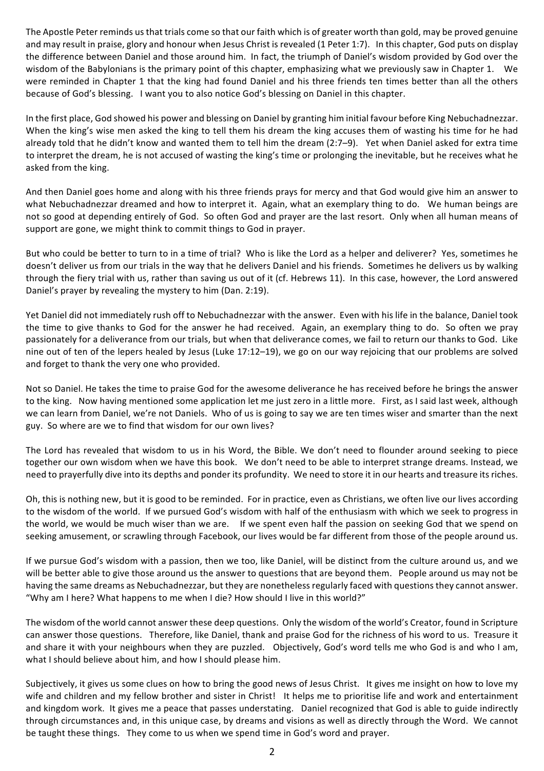The Apostle Peter reminds us that trials come so that our faith which is of greater worth than gold, may be proved genuine and may result in praise, glory and honour when Jesus Christ is revealed (1 Peter 1:7). In this chapter, God puts on display the difference between Daniel and those around him. In fact, the triumph of Daniel's wisdom provided by God over the wisdom of the Babylonians is the primary point of this chapter, emphasizing what we previously saw in Chapter 1. We were reminded in Chapter 1 that the king had found Daniel and his three friends ten times better than all the others because of God's blessing. I want you to also notice God's blessing on Daniel in this chapter.

In the first place, God showed his power and blessing on Daniel by granting him initial favour before King Nebuchadnezzar. When the king's wise men asked the king to tell them his dream the king accuses them of wasting his time for he had already told that he didn't know and wanted them to tell him the dream (2:7–9). Yet when Daniel asked for extra time to interpret the dream, he is not accused of wasting the king's time or prolonging the inevitable, but he receives what he asked from the king.

And then Daniel goes home and along with his three friends prays for mercy and that God would give him an answer to what Nebuchadnezzar dreamed and how to interpret it. Again, what an exemplary thing to do. We human beings are not so good at depending entirely of God. So often God and prayer are the last resort. Only when all human means of support are gone, we might think to commit things to God in prayer.

But who could be better to turn to in a time of trial? Who is like the Lord as a helper and deliverer? Yes, sometimes he doesn't deliver us from our trials in the way that he delivers Daniel and his friends. Sometimes he delivers us by walking through the fiery trial with us, rather than saving us out of it (cf. Hebrews 11). In this case, however, the Lord answered Daniel's prayer by revealing the mystery to him (Dan. 2:19).

Yet Daniel did not immediately rush off to Nebuchadnezzar with the answer. Even with his life in the balance, Daniel took the time to give thanks to God for the answer he had received. Again, an exemplary thing to do. So often we pray passionately for a deliverance from our trials, but when that deliverance comes, we fail to return our thanks to God. Like nine out of ten of the lepers healed by Jesus (Luke 17:12–19), we go on our way rejoicing that our problems are solved and forget to thank the very one who provided.

Not so Daniel. He takes the time to praise God for the awesome deliverance he has received before he brings the answer to the king. Now having mentioned some application let me just zero in a little more. First, as I said last week, although we can learn from Daniel, we're not Daniels. Who of us is going to say we are ten times wiser and smarter than the next guy. So where are we to find that wisdom for our own lives?

The Lord has revealed that wisdom to us in his Word, the Bible. We don't need to flounder around seeking to piece together our own wisdom when we have this book. We don't need to be able to interpret strange dreams. Instead, we need to prayerfully dive into its depths and ponder its profundity. We need to store it in our hearts and treasure its riches.

Oh, this is nothing new, but it is good to be reminded. For in practice, even as Christians, we often live our lives according to the wisdom of the world. If we pursued God's wisdom with half of the enthusiasm with which we seek to progress in the world, we would be much wiser than we are. If we spent even half the passion on seeking God that we spend on seeking amusement, or scrawling through Facebook, our lives would be far different from those of the people around us.

If we pursue God's wisdom with a passion, then we too, like Daniel, will be distinct from the culture around us, and we will be better able to give those around us the answer to questions that are beyond them. People around us may not be having the same dreams as Nebuchadnezzar, but they are nonetheless regularly faced with questions they cannot answer. "Why am I here? What happens to me when I die? How should I live in this world?"

The wisdom of the world cannot answer these deep questions. Only the wisdom of the world's Creator, found in Scripture can answer those questions. Therefore, like Daniel, thank and praise God for the richness of his word to us. Treasure it and share it with your neighbours when they are puzzled. Objectively, God's word tells me who God is and who I am, what I should believe about him, and how I should please him.

Subjectively, it gives us some clues on how to bring the good news of Jesus Christ. It gives me insight on how to love my wife and children and my fellow brother and sister in Christ! It helps me to prioritise life and work and entertainment and kingdom work. It gives me a peace that passes understating. Daniel recognized that God is able to guide indirectly through circumstances and, in this unique case, by dreams and visions as well as directly through the Word. We cannot be taught these things. They come to us when we spend time in God's word and prayer.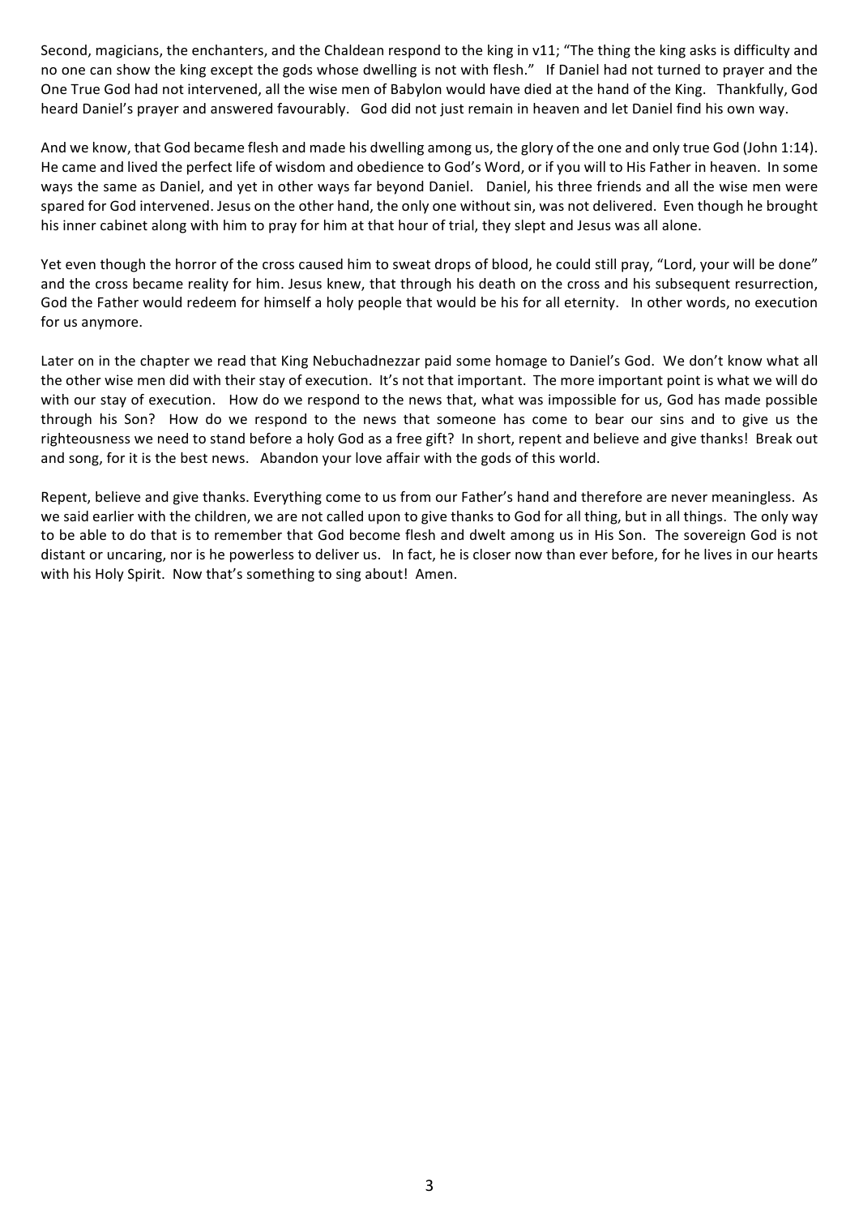Second, magicians, the enchanters, and the Chaldean respond to the king in v11; "The thing the king asks is difficulty and no one can show the king except the gods whose dwelling is not with flesh." If Daniel had not turned to prayer and the One True God had not intervened, all the wise men of Babylon would have died at the hand of the King. Thankfully, God heard Daniel's prayer and answered favourably. God did not just remain in heaven and let Daniel find his own way.

And we know, that God became flesh and made his dwelling among us, the glory of the one and only true God (John 1:14). He came and lived the perfect life of wisdom and obedience to God's Word, or if you will to His Father in heaven. In some ways the same as Daniel, and yet in other ways far beyond Daniel. Daniel, his three friends and all the wise men were spared for God intervened. Jesus on the other hand, the only one without sin, was not delivered. Even though he brought his inner cabinet along with him to pray for him at that hour of trial, they slept and Jesus was all alone.

Yet even though the horror of the cross caused him to sweat drops of blood, he could still pray, "Lord, your will be done" and the cross became reality for him. Jesus knew, that through his death on the cross and his subsequent resurrection, God the Father would redeem for himself a holy people that would be his for all eternity. In other words, no execution for us anymore.

Later on in the chapter we read that King Nebuchadnezzar paid some homage to Daniel's God. We don't know what all the other wise men did with their stay of execution. It's not that important. The more important point is what we will do with our stay of execution. How do we respond to the news that, what was impossible for us, God has made possible through his Son? How do we respond to the news that someone has come to bear our sins and to give us the righteousness we need to stand before a holy God as a free gift? In short, repent and believe and give thanks! Break out and song, for it is the best news. Abandon your love affair with the gods of this world.

Repent, believe and give thanks. Everything come to us from our Father's hand and therefore are never meaningless. As we said earlier with the children, we are not called upon to give thanks to God for all thing, but in all things. The only way to be able to do that is to remember that God become flesh and dwelt among us in His Son. The sovereign God is not distant or uncaring, nor is he powerless to deliver us. In fact, he is closer now than ever before, for he lives in our hearts with his Holy Spirit. Now that's something to sing about! Amen.